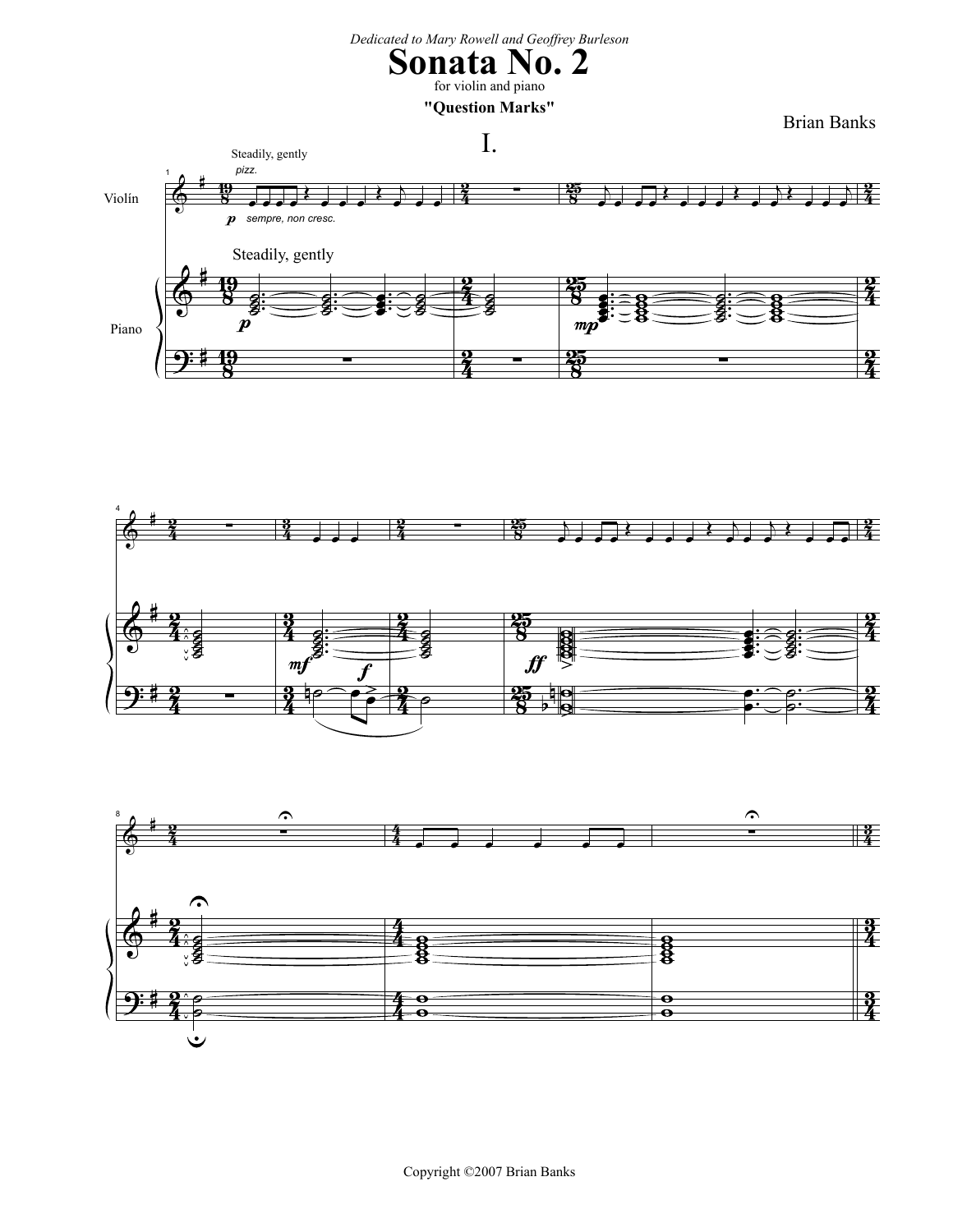*Dedicated to Mary Rowell and Geoffrey Burleson*

# Sonata No. 2

for violin and piano

**"Question Marks"**

Brian Banks

## I.

Copyright ©2007 Brian Banks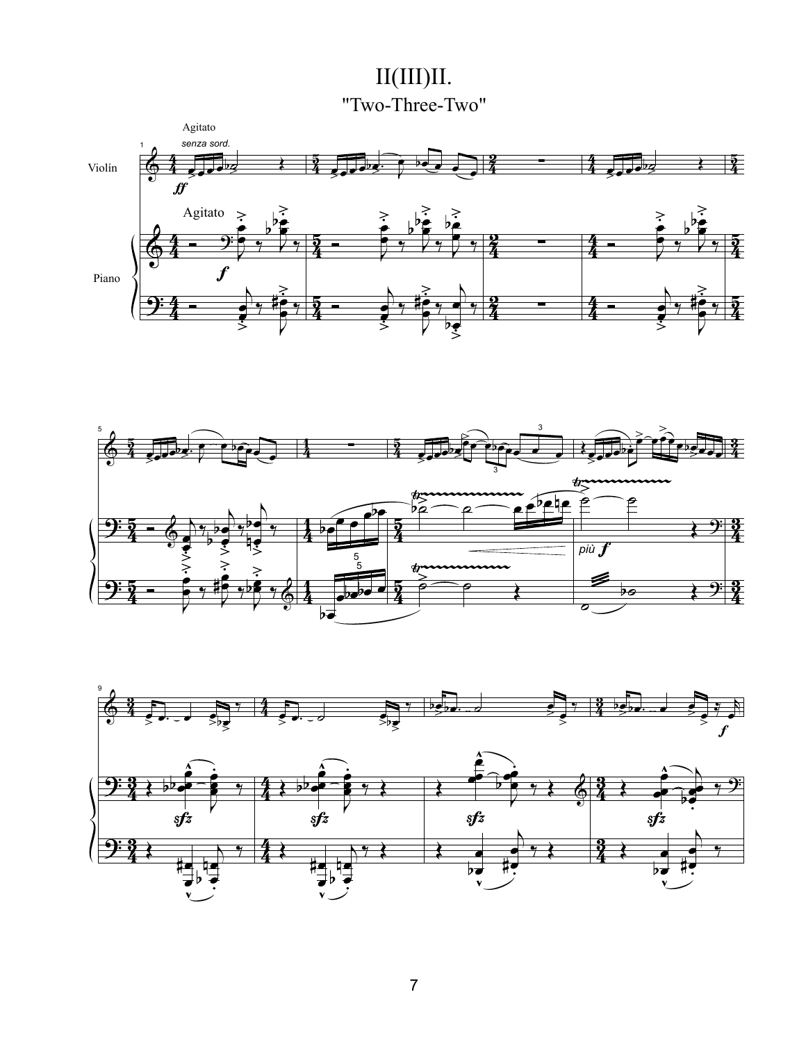# II(III)II.

## "Two-Three-Two"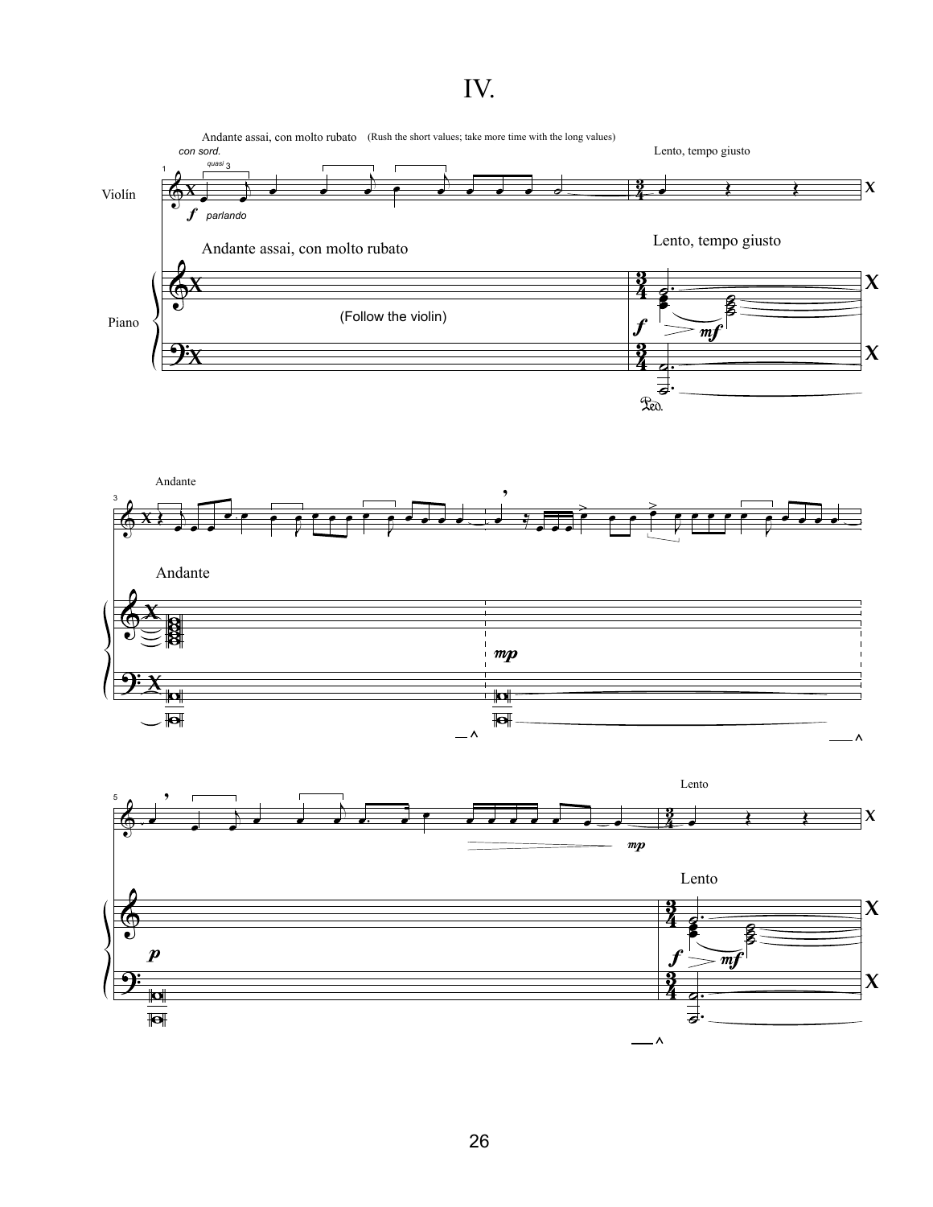# IV.

Andante assai, con molto rubato (Rush the short values; take more time with the long values)

*con sord.*

Lento, tempo giusto

Violín

*quasi* 3

*f* *parlando*

Andante assai, con molto rubato

Lento, tempo giusto

Piano

(Follow the violin)

*f* *mf*

Andante

Andante

*mp*

*p*

*mp*

Lento

Lento

*f* *mf*